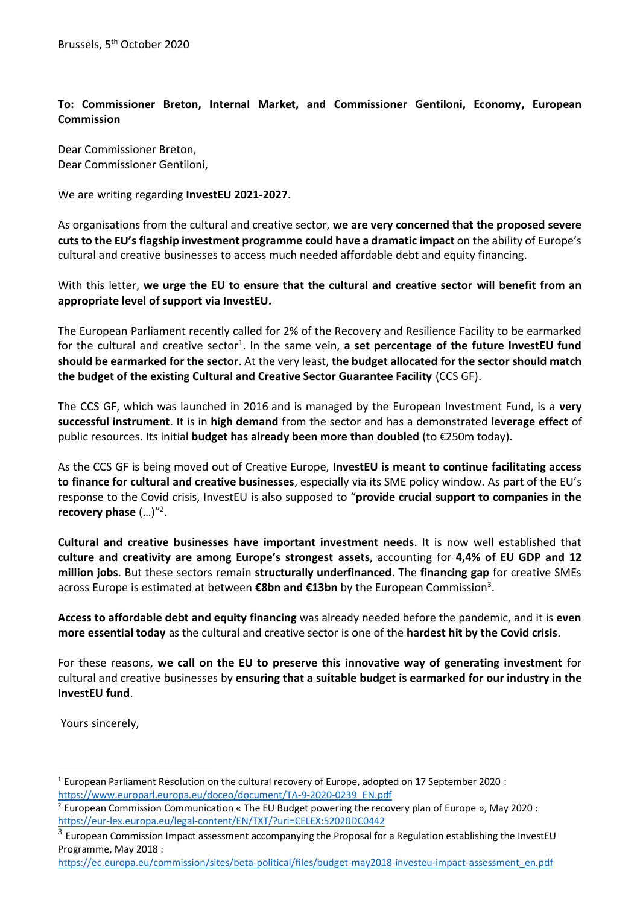Brussels, 5th October 2020

**To: Commissioner Breton, Internal Market, and Commissioner Gentiloni, Economy, European Commission**

Dear Commissioner Breton,
Dear Commissioner Gentiloni,

We are writing regarding **InvestEU 2021-2027**.

As organisations from the cultural and creative sector, **we are very concerned that the proposed severe cuts to the EU's flagship investment programme could have a dramatic impact** on the ability of Europe's cultural and creative businesses to access much needed affordable debt and equity financing.

With this letter, **we urge the EU to ensure that the cultural and creative sector will benefit from an appropriate level of support via InvestEU.**

The European Parliament recently called for 2% of the Recovery and Resilience Facility to be earmarked for the cultural and creative sector[1]. In the same vein, **a set percentage of the future InvestEU fund should be earmarked for the sector**. At the very least, **the budget allocated for the sector should match the budget of the existing Cultural and Creative Sector Guarantee Facility** (CCS GF).

The CCS GF, which was launched in 2016 and is managed by the European Investment Fund, is a **very successful instrument**. It is in **high demand** from the sector and has a demonstrated **leverage effect** of public resources. Its initial **budget has already been more than doubled** (to €250m today).

As the CCS GF is being moved out of Creative Europe, **InvestEU is meant to continue facilitating access to finance for cultural and creative businesses**, especially via its SME policy window. As part of the EU's response to the Covid crisis, InvestEU is also supposed to "**provide crucial support to companies in the recovery phase** (…)"[2].

**Cultural and creative businesses have important investment needs**. It is now well established that **culture and creativity are among Europe's strongest assets**, accounting for **4,4% of EU GDP and 12 million jobs**. But these sectors remain **structurally underfinanced**. The **financing gap** for creative SMEs across Europe is estimated at between **€8bn and €13bn** by the European Commission[3].

**Access to affordable debt and equity financing** was already needed before the pandemic, and it is **even more essential today** as the cultural and creative sector is one of the **hardest hit by the Covid crisis**.

For these reasons, **we call on the EU to preserve this innovative way of generating investment** for cultural and creative businesses by **ensuring that a suitable budget is earmarked for our industry in the InvestEU fund**.

Yours sincerely,

---

[1] European Parliament Resolution on the cultural recovery of Europe, adopted on 17 September 2020 : https://www.europarl.europa.eu/doceo/document/TA-9-2020-0239_EN.pdf

[2] European Commission Communication « The EU Budget powering the recovery plan of Europe », May 2020 : https://eur-lex.europa.eu/legal-content/EN/TXT/?uri=CELEX:52020DC0442

[3] European Commission Impact assessment accompanying the Proposal for a Regulation establishing the InvestEU Programme, May 2018 : https://ec.europa.eu/commission/sites/beta-political/files/budget-may2018-investeu-impact-assessment_en.pdf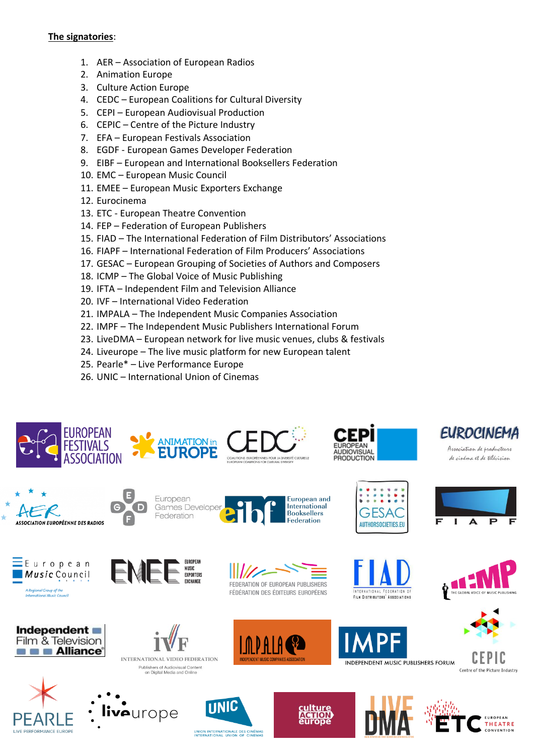**The signatories**:

1. AER – Association of European Radios
2. Animation Europe
3. Culture Action Europe
4. CEDC – European Coalitions for Cultural Diversity
5. CEPI – European Audiovisual Production
6. CEPIC – Centre of the Picture Industry
7. EFA – European Festivals Association
8. EGDF - European Games Developer Federation
9. EIBF – European and International Booksellers Federation
10. EMC – European Music Council
11. EMEE – European Music Exporters Exchange
12. Eurocinema
13. ETC - European Theatre Convention
14. FEP – Federation of European Publishers
15. FIAD – The International Federation of Film Distributors' Associations
16. FIAPF – International Federation of Film Producers' Associations
17. GESAC – European Grouping of Societies of Authors and Composers
18. ICMP – The Global Voice of Music Publishing
19. IFTA – Independent Film and Television Alliance
20. IVF – International Video Federation
21. IMPALA – The Independent Music Companies Association
22. IMPF – The Independent Music Publishers International Forum
23. LiveDMA – European network for live music venues, clubs & festivals
24. Liveurope – The live music platform for new European talent
25. Pearle* – Live Performance Europe
26. UNIC – International Union of Cinemas